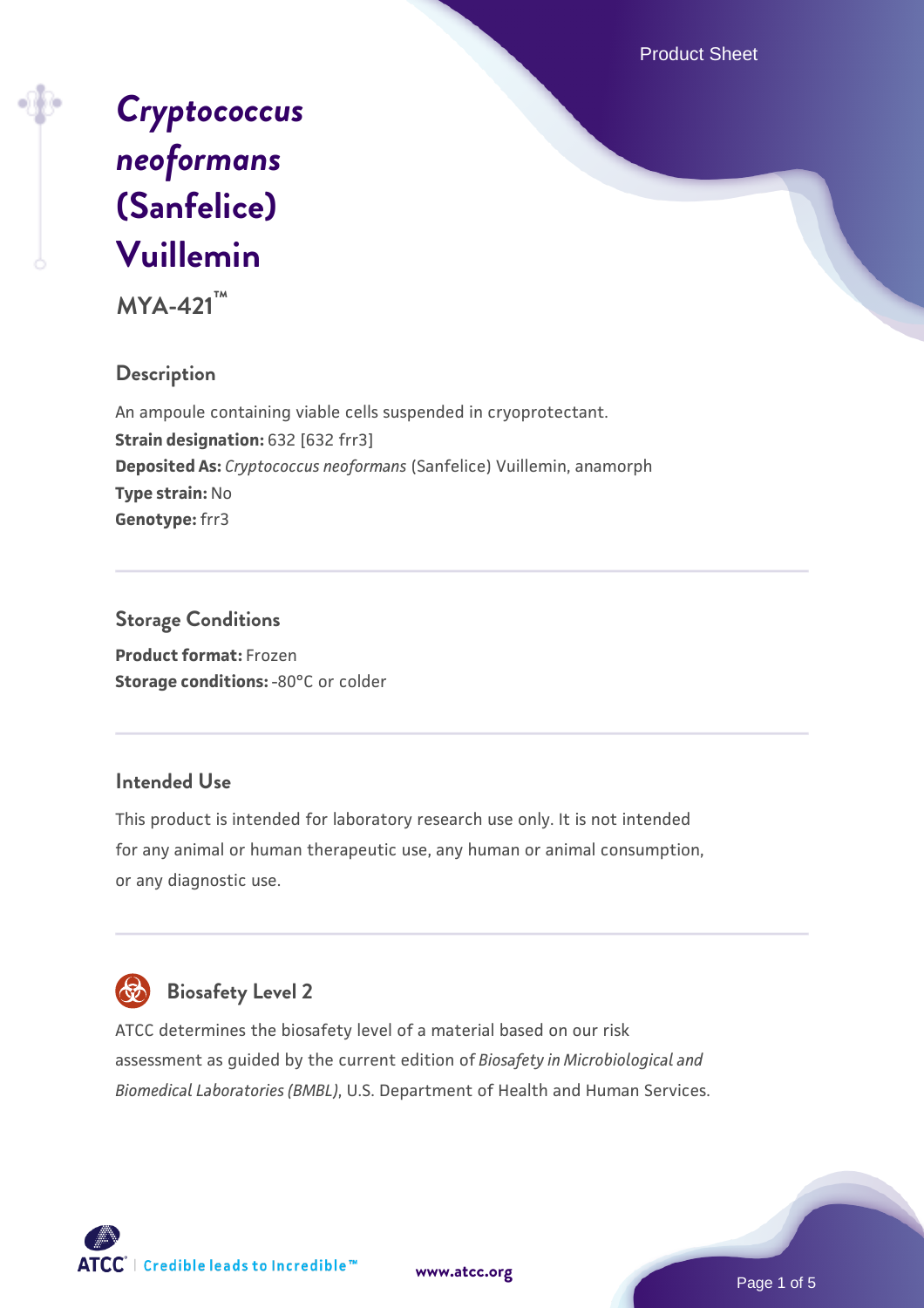# *Cryptococcus neoformans* (Sanfelice) Vuillemin

**MYA-421™**

## Description

An ampoule containing viable cells suspended in cryoprotectant.
**Strain designation:** 632 [632 frr3]
**Deposited As:** *Cryptococcus neoformans* (Sanfelice) Vuillemin, anamorph
**Type strain:** No
**Genotype:** frr3

## Storage Conditions

**Product format:** Frozen
**Storage conditions:** -80°C or colder

## Intended Use

This product is intended for laboratory research use only. It is not intended for any animal or human therapeutic use, any human or animal consumption, or any diagnostic use.

## Biosafety Level 2

ATCC determines the biosafety level of a material based on our risk assessment as guided by the current edition of *Biosafety in Microbiological and Biomedical Laboratories (BMBL)*, U.S. Department of Health and Human Services.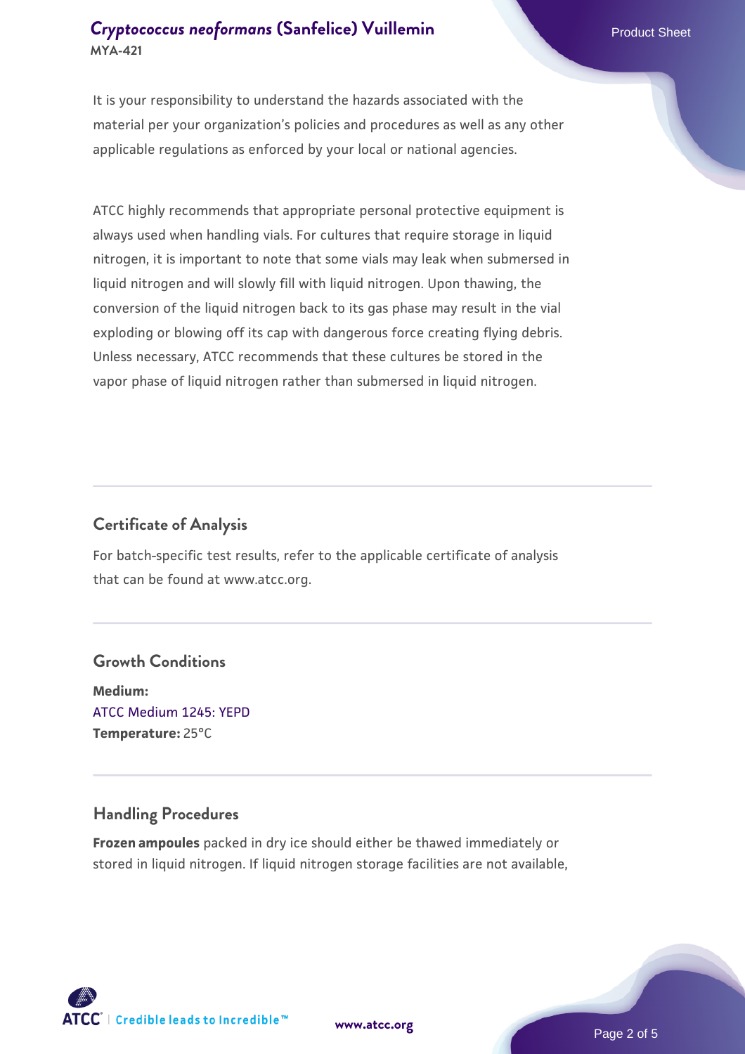It is your responsibility to understand the hazards associated with the material per your organization's policies and procedures as well as any other applicable regulations as enforced by your local or national agencies.

ATCC highly recommends that appropriate personal protective equipment is always used when handling vials. For cultures that require storage in liquid nitrogen, it is important to note that some vials may leak when submersed in liquid nitrogen and will slowly fill with liquid nitrogen. Upon thawing, the conversion of the liquid nitrogen back to its gas phase may result in the vial exploding or blowing off its cap with dangerous force creating flying debris. Unless necessary, ATCC recommends that these cultures be stored in the vapor phase of liquid nitrogen rather than submersed in liquid nitrogen.

## Certificate of Analysis

For batch-specific test results, refer to the applicable certificate of analysis that can be found at www.atcc.org.

## Growth Conditions

**Medium:**
ATCC Medium 1245: YEPD
**Temperature:** 25°C

## Handling Procedures

**Frozen ampoules** packed in dry ice should either be thawed immediately or stored in liquid nitrogen. If liquid nitrogen storage facilities are not available,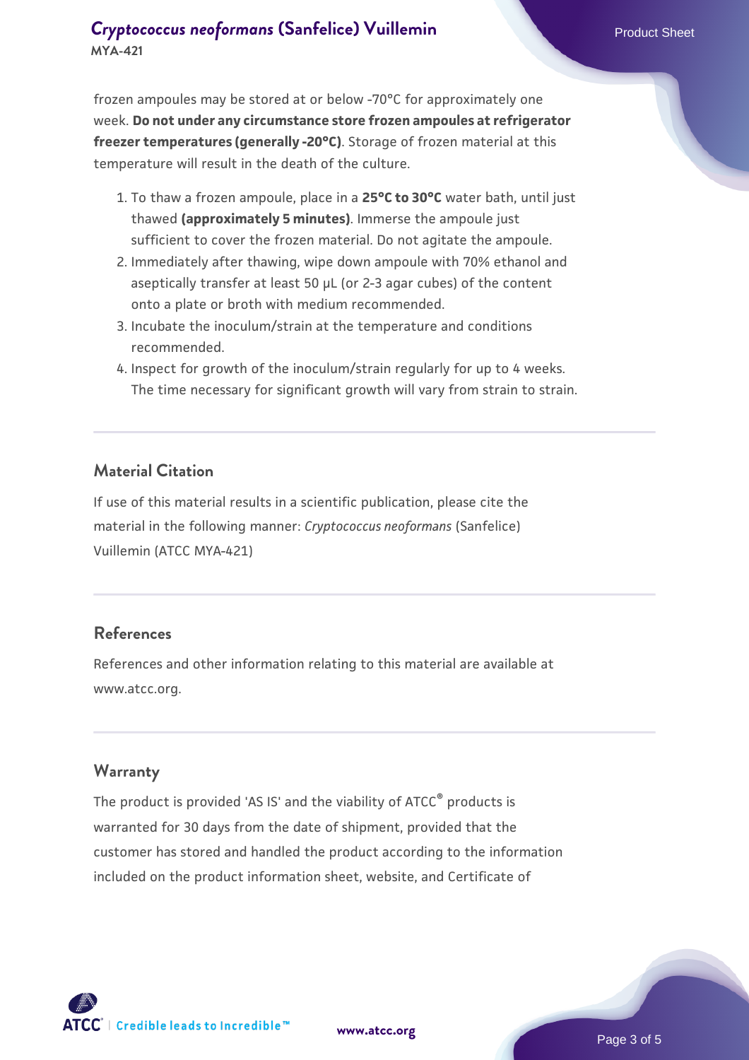frozen ampoules may be stored at or below -70°C for approximately one week. **Do not under any circumstance store frozen ampoules at refrigerator freezer temperatures (generally -20°C)**. Storage of frozen material at this temperature will result in the death of the culture.

1. To thaw a frozen ampoule, place in a **25°C to 30°C** water bath, until just thawed **(approximately 5 minutes)**. Immerse the ampoule just sufficient to cover the frozen material. Do not agitate the ampoule.
2. Immediately after thawing, wipe down ampoule with 70% ethanol and aseptically transfer at least 50 µL (or 2-3 agar cubes) of the content onto a plate or broth with medium recommended.
3. Incubate the inoculum/strain at the temperature and conditions recommended.
4. Inspect for growth of the inoculum/strain regularly for up to 4 weeks. The time necessary for significant growth will vary from strain to strain.

## Material Citation

If use of this material results in a scientific publication, please cite the material in the following manner: *Cryptococcus neoformans* (Sanfelice) Vuillemin (ATCC MYA-421)

## References

References and other information relating to this material are available at www.atcc.org.

## Warranty

The product is provided 'AS IS' and the viability of ATCC® products is warranted for 30 days from the date of shipment, provided that the customer has stored and handled the product according to the information included on the product information sheet, website, and Certificate of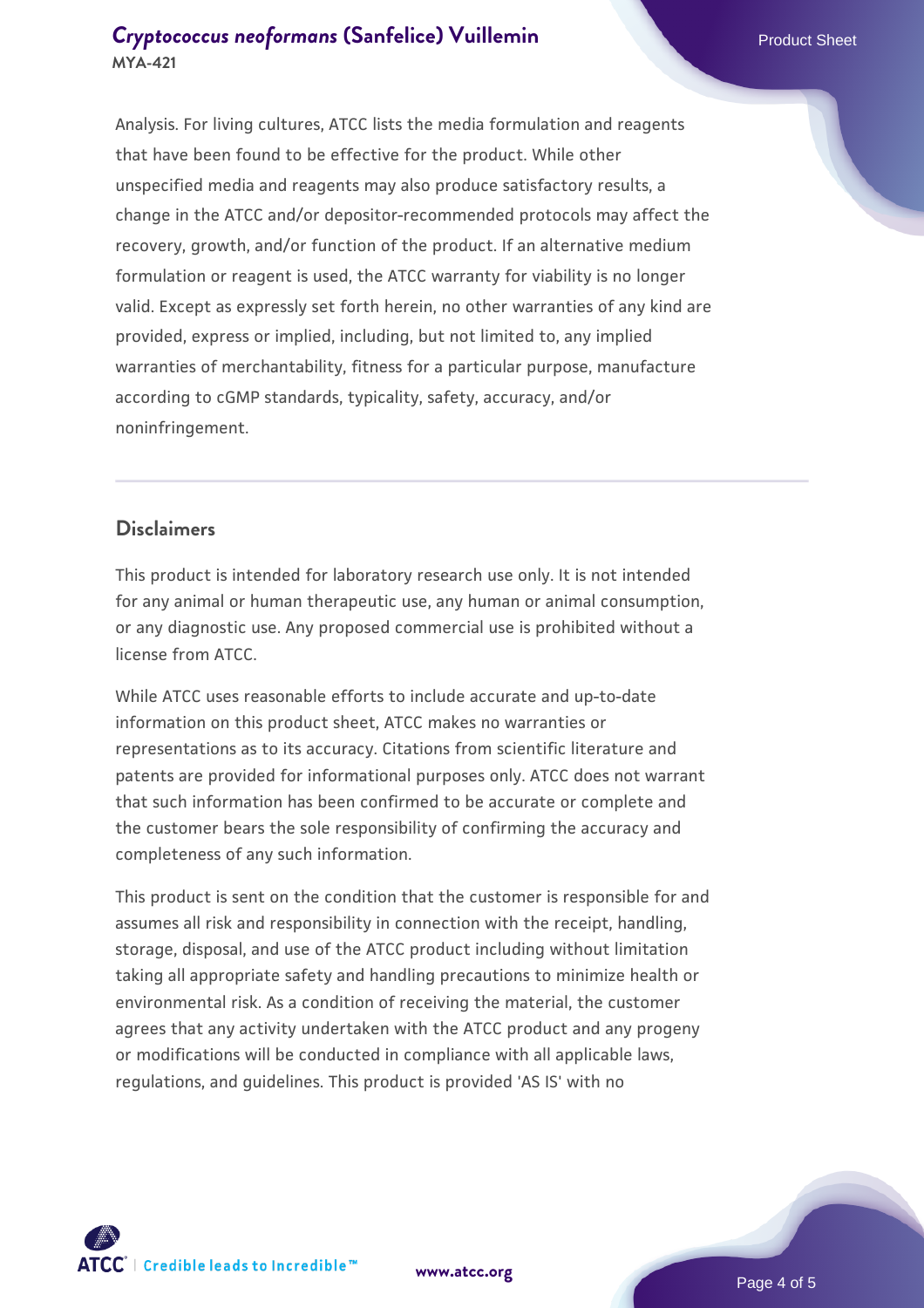Analysis. For living cultures, ATCC lists the media formulation and reagents that have been found to be effective for the product. While other unspecified media and reagents may also produce satisfactory results, a change in the ATCC and/or depositor-recommended protocols may affect the recovery, growth, and/or function of the product. If an alternative medium formulation or reagent is used, the ATCC warranty for viability is no longer valid. Except as expressly set forth herein, no other warranties of any kind are provided, express or implied, including, but not limited to, any implied warranties of merchantability, fitness for a particular purpose, manufacture according to cGMP standards, typicality, safety, accuracy, and/or noninfringement.

## Disclaimers

This product is intended for laboratory research use only. It is not intended for any animal or human therapeutic use, any human or animal consumption, or any diagnostic use. Any proposed commercial use is prohibited without a license from ATCC.

While ATCC uses reasonable efforts to include accurate and up-to-date information on this product sheet, ATCC makes no warranties or representations as to its accuracy. Citations from scientific literature and patents are provided for informational purposes only. ATCC does not warrant that such information has been confirmed to be accurate or complete and the customer bears the sole responsibility of confirming the accuracy and completeness of any such information.

This product is sent on the condition that the customer is responsible for and assumes all risk and responsibility in connection with the receipt, handling, storage, disposal, and use of the ATCC product including without limitation taking all appropriate safety and handling precautions to minimize health or environmental risk. As a condition of receiving the material, the customer agrees that any activity undertaken with the ATCC product and any progeny or modifications will be conducted in compliance with all applicable laws, regulations, and guidelines. This product is provided 'AS IS' with no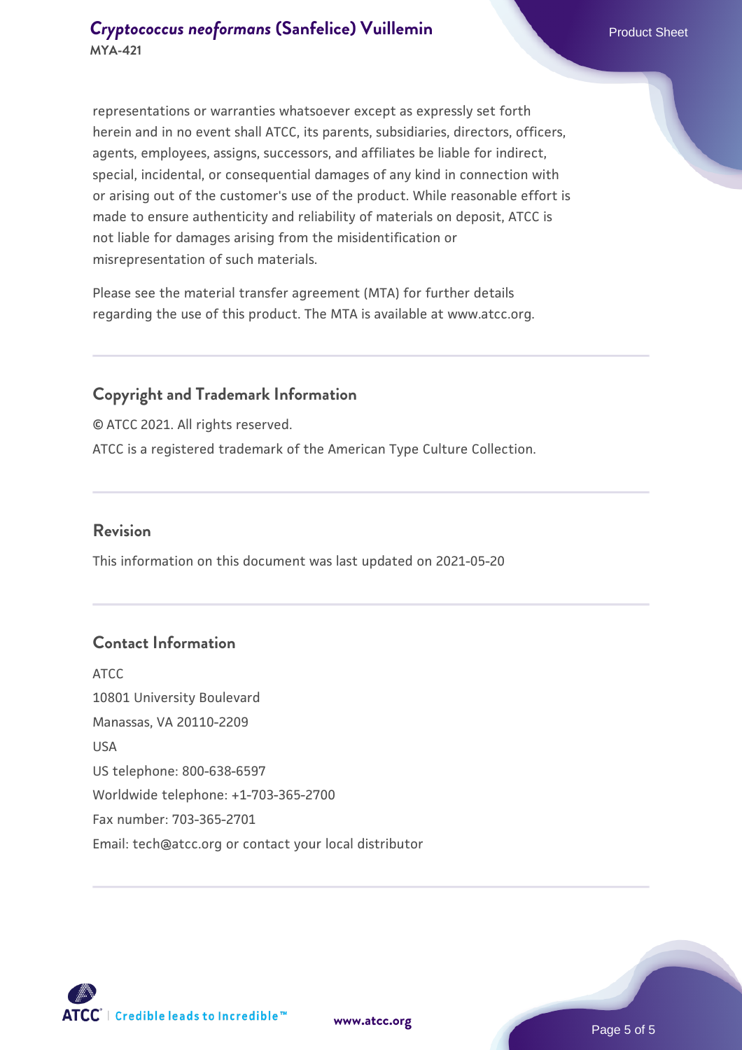representations or warranties whatsoever except as expressly set forth herein and in no event shall ATCC, its parents, subsidiaries, directors, officers, agents, employees, assigns, successors, and affiliates be liable for indirect, special, incidental, or consequential damages of any kind in connection with or arising out of the customer's use of the product. While reasonable effort is made to ensure authenticity and reliability of materials on deposit, ATCC is not liable for damages arising from the misidentification or misrepresentation of such materials.

Please see the material transfer agreement (MTA) for further details regarding the use of this product. The MTA is available at www.atcc.org.

## Copyright and Trademark Information

© ATCC 2021. All rights reserved.

ATCC is a registered trademark of the American Type Culture Collection.

## Revision

This information on this document was last updated on 2021-05-20

## Contact Information

ATCC
10801 University Boulevard
Manassas, VA 20110-2209
USA
US telephone: 800-638-6597
Worldwide telephone: +1-703-365-2700
Fax number: 703-365-2701
Email: tech@atcc.org or contact your local distributor